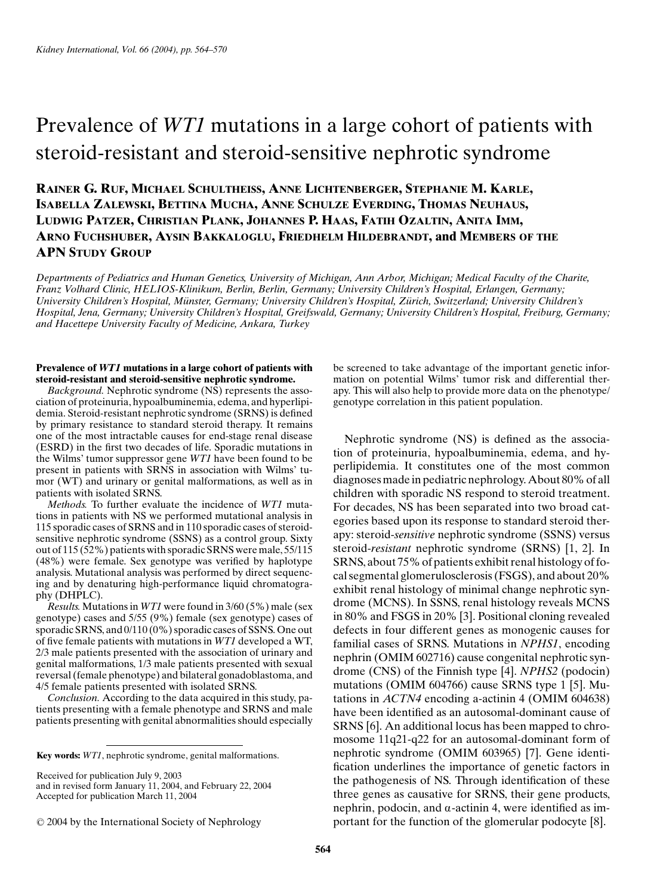# Prevalence of *WT1* mutations in a large cohort of patients with steroid-resistant and steroid-sensitive nephrotic syndrome

**Rainer G. Ruf, Michael Schultheiss, Anne Lichtenberger, Stephanie M. Karle, Isabella Zalewski, Bettina Mucha, Anne Schulze Everding, Thomas Neuhaus, Ludwig Patzer, Christian Plank, Johannes P. Haas, Fatih Ozaltin, Anita Imm, Arno Fuchshuber, Aysin Bakkaloglu, Friedhelm Hildebrandt, and Members of the APN Study Group**

*Departments of Pediatrics and Human Genetics, University of Michigan, Ann Arbor, Michigan; Medical Faculty of the Charite, Franz Volhard Clinic, HELIOS-Klinikum, Berlin, Berlin, Germany; University Children's Hospital, Erlangen, Germany; University Children's Hospital, Münster, Germany; University Children's Hospital, Zürich, Switzerland; University Children's Hospital, Jena, Germany; University Children's Hospital, Greifswald, Germany; University Children's Hospital, Freiburg, Germany; and Hacettepe University Faculty of Medicine, Ankara, Turkey*

**Prevalence of *WT1* mutations in a large cohort of patients with steroid-resistant and steroid-sensitive nephrotic syndrome.**

*Background.* Nephrotic syndrome (NS) represents the association of proteinuria, hypoalbuminemia, edema, and hyperlipidemia. Steroid-resistant nephrotic syndrome (SRNS) is defined by primary resistance to standard steroid therapy. It remains one of the most intractable causes for end-stage renal disease (ESRD) in the first two decades of life. Sporadic mutations in the Wilms' tumor suppressor gene *WT1* have been found to be present in patients with SRNS in association with Wilms' tumor (WT) and urinary or genital malformations, as well as in patients with isolated SRNS.

*Methods.* To further evaluate the incidence of *WT1* mutations in patients with NS we performed mutational analysis in 115 sporadic cases of SRNS and in 110 sporadic cases of steroid-sensitive nephrotic syndrome (SSNS) as a control group. Sixty out of 115 (52%) patients with sporadic SRNS were male, 55/115 (48%) were female. Sex genotype was verified by haplotype analysis. Mutational analysis was performed by direct sequencing and by denaturing high-performance liquid chromatography (DHPLC).

*Results.* Mutations in *WT1* were found in 3/60 (5%) male (sex genotype) cases and 5/55 (9%) female (sex genotype) cases of sporadic SRNS, and 0/110 (0%) sporadic cases of SSNS. One out of five female patients with mutations in *WT1* developed a WT, 2/3 male patients presented with the association of urinary and genital malformations, 1/3 male patients presented with sexual reversal (female phenotype) and bilateral gonadoblastoma, and 4/5 female patients presented with isolated SRNS.

*Conclusion.* According to the data acquired in this study, patients presenting with a female phenotype and SRNS and male patients presenting with genital abnormalities should especially be screened to take advantage of the important genetic information on potential Wilms' tumor risk and differential therapy. This will also help to provide more data on the phenotype/genotype correlation in this patient population.

**Key words:** *WT1*, nephrotic syndrome, genital malformations.

Received for publication July 9, 2003
and in revised form January 11, 2004, and February 22, 2004
Accepted for publication March 11, 2004

© 2004 by the International Society of Nephrology

Nephrotic syndrome (NS) is defined as the association of proteinuria, hypoalbuminemia, edema, and hyperlipidemia. It constitutes one of the most common diagnoses made in pediatric nephrology. About 80% of all children with sporadic NS respond to steroid treatment. For decades, NS has been separated into two broad categories based upon its response to standard steroid therapy: steroid-*sensitive* nephrotic syndrome (SSNS) versus steroid-*resistant* nephrotic syndrome (SRNS) [1, 2]. In SRNS, about 75% of patients exhibit renal histology of focal segmental glomerulosclerosis (FSGS), and about 20% exhibit renal histology of minimal change nephrotic syndrome (MCNS). In SSNS, renal histology reveals MCNS in 80% and FSGS in 20% [3]. Positional cloning revealed defects in four different genes as monogenic causes for familial cases of SRNS. Mutations in *NPHS1*, encoding nephrin (OMIM 602716) cause congenital nephrotic syndrome (CNS) of the Finnish type [4]. *NPHS2* (podocin) mutations (OMIM 604766) cause SRNS type 1 [5]. Mutations in *ACTN4* encoding a-actinin 4 (OMIM 604638) have been identified as an autosomal-dominant cause of SRNS [6]. An additional locus has been mapped to chromosome 11q21-q22 for an autosomal-dominant form of nephrotic syndrome (OMIM 603965) [7]. Gene identification underlines the importance of genetic factors in the pathogenesis of NS. Through identification of these three genes as causative for SRNS, their gene products, nephrin, podocin, and α-actinin 4, were identified as important for the function of the glomerular podocyte [8].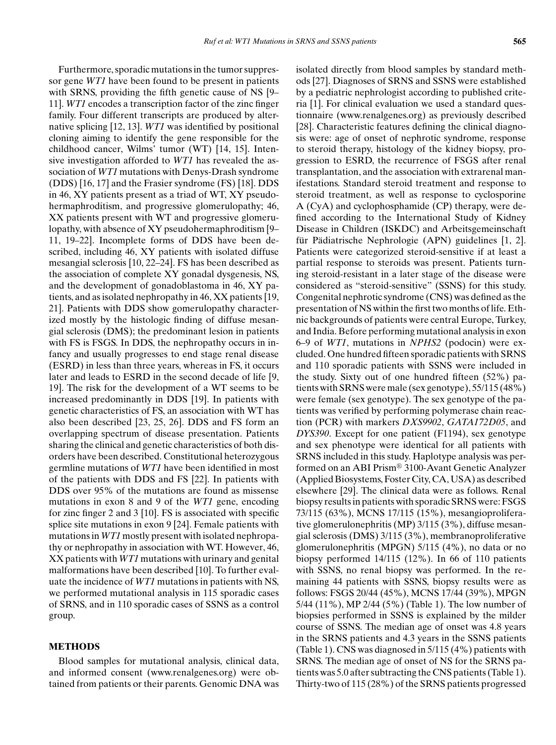Furthermore, sporadic mutations in the tumor suppressor gene *WT1* have been found to be present in patients with SRNS, providing the fifth genetic cause of NS [9–11]. *WT1* encodes a transcription factor of the zinc finger family. Four different transcripts are produced by alternative splicing [12, 13]. *WT1* was identified by positional cloning aiming to identify the gene responsible for the childhood cancer, Wilms' tumor (WT) [14, 15]. Intensive investigation afforded to *WT1* has revealed the association of *WT1* mutations with Denys-Drash syndrome (DDS) [16, 17] and the Frasier syndrome (FS) [18]. DDS in 46, XY patients present as a triad of WT, XY pseudohermaphroditism, and progressive glomerulopathy; 46, XX patients present with WT and progressive glomerulopathy, with absence of XY pseudohermaphroditism [9–11, 19–22]. Incomplete forms of DDS have been described, including 46, XY patients with isolated diffuse mesangial sclerosis [10, 22–24]. FS has been described as the association of complete XY gonadal dysgenesis, NS, and the development of gonadoblastoma in 46, XY patients, and as isolated nephropathy in 46, XX patients [19, 21]. Patients with DDS show gomerulopathy characterized mostly by the histologic finding of diffuse mesangial sclerosis (DMS); the predominant lesion in patients with FS is FSGS. In DDS, the nephropathy occurs in infancy and usually progresses to end stage renal disease (ESRD) in less than three years, whereas in FS, it occurs later and leads to ESRD in the second decade of life [9, 19]. The risk for the development of a WT seems to be increased predominantly in DDS [19]. In patients with genetic characteristics of FS, an association with WT has also been described [23, 25, 26]. DDS and FS form an overlapping spectrum of disease presentation. Patients sharing the clinical and genetic characteristics of both disorders have been described. Constitutional heterozygous germline mutations of *WT1* have been identified in most of the patients with DDS and FS [22]. In patients with DDS over 95% of the mutations are found as missense mutations in exon 8 and 9 of the *WT1* gene, encoding for zinc finger 2 and 3 [10]. FS is associated with specific splice site mutations in exon 9 [24]. Female patients with mutations in *WT1* mostly present with isolated nephropathy or nephropathy in association with WT. However, 46, XX patients with *WT1* mutations with urinary and genital malformations have been described [10]. To further evaluate the incidence of *WT1* mutations in patients with NS, we performed mutational analysis in 115 sporadic cases of SRNS, and in 110 sporadic cases of SSNS as a control group.

## METHODS

Blood samples for mutational analysis, clinical data, and informed consent (www.renalgenes.org) were obtained from patients or their parents. Genomic DNA was isolated directly from blood samples by standard methods [27]. Diagnoses of SRNS and SSNS were established by a pediatric nephrologist according to published criteria [1]. For clinical evaluation we used a standard questionnaire (www.renalgenes.org) as previously described [28]. Characteristic features defining the clinical diagnosis were: age of onset of nephrotic syndrome, response to steroid therapy, histology of the kidney biopsy, progression to ESRD, the recurrence of FSGS after renal transplantation, and the association with extrarenal manifestations. Standard steroid treatment and response to steroid treatment, as well as response to cyclosporine A (CyA) and cyclophosphamide (CP) therapy, were defined according to the International Study of Kidney Disease in Children (ISKDC) and Arbeitsgemeinschaft für Pädiatrische Nephrologie (APN) guidelines [1, 2]. Patients were categorized steroid-sensitive if at least a partial response to steroids was present. Patients turning steroid-resistant in a later stage of the disease were considered as "steroid-sensitive" (SSNS) for this study. Congenital nephrotic syndrome (CNS) was defined as the presentation of NS within the first two months of life. Ethnic backgrounds of patients were central Europe, Turkey, and India. Before performing mutational analysis in exon 6–9 of *WT1*, mutations in *NPHS2* (podocin) were excluded. One hundred fifteen sporadic patients with SRNS and 110 sporadic patients with SSNS were included in the study. Sixty out of one hundred fifteen (52%) patients with SRNS were male (sex genotype), 55/115 (48%) were female (sex genotype). The sex genotype of the patients was verified by performing polymerase chain reaction (PCR) with markers *DXS9902*, *GATA172D05*, and *DYS390*. Except for one patient (F1194), sex genotype and sex phenotype were identical for all patients with SRNS included in this study. Haplotype analysis was performed on an ABI Prism® 3100-Avant Genetic Analyzer (Applied Biosystems, Foster City, CA, USA) as described elsewhere [29]. The clinical data were as follows. Renal biopsy results in patients with sporadic SRNS were: FSGS 73/115 (63%), MCNS 17/115 (15%), mesangioproliferative glomerulonephritis (MP) 3/115 (3%), diffuse mesangial sclerosis (DMS) 3/115 (3%), membranoproliferative glomerulonephritis (MPGN) 5/115 (4%), no data or no biopsy performed 14/115 (12%). In 66 of 110 patients with SSNS, no renal biopsy was performed. In the remaining 44 patients with SSNS, biopsy results were as follows: FSGS 20/44 (45%), MCNS 17/44 (39%), MPGN 5/44 (11%), MP 2/44 (5%) (Table 1). The low number of biopsies performed in SSNS is explained by the milder course of SSNS. The median age of onset was 4.8 years in the SRNS patients and 4.3 years in the SSNS patients (Table 1). CNS was diagnosed in 5/115 (4%) patients with SRNS. The median age of onset of NS for the SRNS patients was 5.0 after subtracting the CNS patients (Table 1). Thirty-two of 115 (28%) of the SRNS patients progressed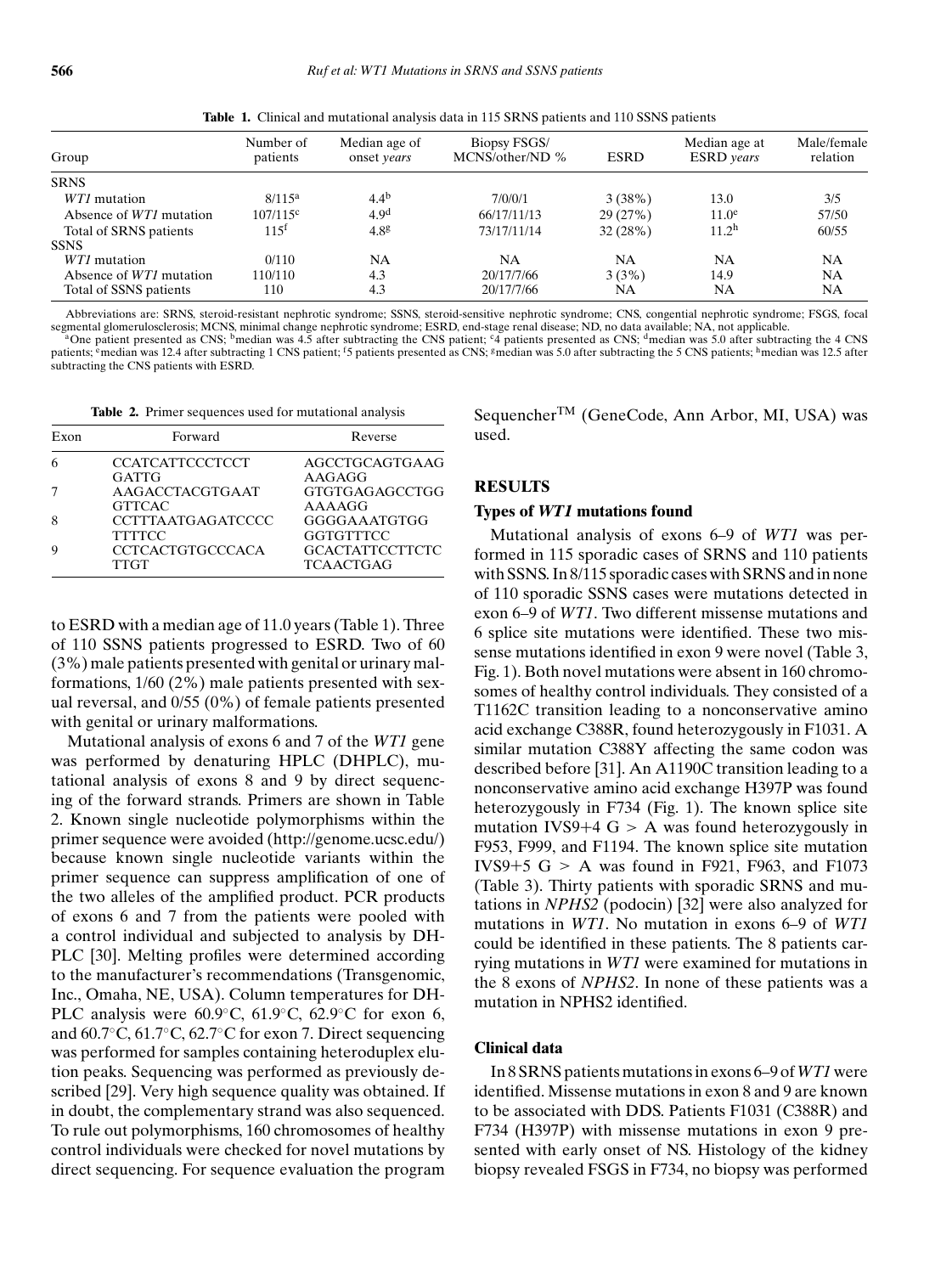**Table 1.** Clinical and mutational analysis data in 115 SRNS patients and 110 SSNS patients

| Group | Number of patients | Median age of onset *years* | Biopsy FSGS/ MCNS/other/ND % | ESRD | Median age at ESRD *years* | Male/female relation |
|---|---|---|---|---|---|---|
| SRNS | | | | | | |
| *WT1* mutation | 8/115[a] | 4.4[b] | 7/0/0/1 | 3 (38%) | 13.0 | 3/5 |
| Absence of *WT1* mutation | 107/115[c] | 4.9[d] | 66/17/11/13 | 29 (27%) | 11.0[e] | 57/50 |
| Total of SRNS patients | 115[f] | 4.8[g] | 73/17/11/14 | 32 (28%) | 11.2[h] | 60/55 |
| SSNS | | | | | | |
| *WT1* mutation | 0/110 | NA | NA | NA | NA | NA |
| Absence of *WT1* mutation | 110/110 | 4.3 | 20/17/7/66 | 3 (3%) | 14.9 | NA |
| Total of SSNS patients | 110 | 4.3 | 20/17/7/66 | NA | NA | NA |

Abbreviations are: SRNS, steroid-resistant nephrotic syndrome; SSNS, steroid-sensitive nephrotic syndrome; CNS, congential nephrotic syndrome; FSGS, focal segmental glomerulosclerosis; MCNS, minimal change nephrotic syndrome; ESRD, end-stage renal disease; ND, no data available; NA, not applicable.
[a]One patient presented as CNS; [b]median was 4.5 after subtracting the CNS patient; [c]4 patients presented as CNS; [d]median was 5.0 after subtracting the 4 CNS patients; [e]median was 12.4 after subtracting 1 CNS patient; [f]5 patients presented as CNS; [g]median was 5.0 after subtracting the 5 CNS patients; [h]median was 12.5 after subtracting the CNS patients with ESRD.

**Table 2.** Primer sequences used for mutational analysis

| Exon | Forward | Reverse |
|---|---|---|
| 6 | CCATCATTCCCTCCT GATTG | AGCCTGCAGTGAAG AAGAGG |
| 7 | AAGACCTACGTGAAT GTTCAC | GTGTGAGAGCCTGG AAAAGG |
| 8 | CCTTTAATGAGATCCCC TTTTCC | GGGGAAATGTGG GGTGTTTCC |
| 9 | CCTCACTGTGCCCACA TTGT | GCACTATTCCTTCTC TCAACTGAG |

to ESRD with a median age of 11.0 years (Table 1). Three of 110 SSNS patients progressed to ESRD. Two of 60 (3%) male patients presented with genital or urinary malformations, 1/60 (2%) male patients presented with sexual reversal, and 0/55 (0%) of female patients presented with genital or urinary malformations.

Mutational analysis of exons 6 and 7 of the *WT1* gene was performed by denaturing HPLC (DHPLC), mutational analysis of exons 8 and 9 by direct sequencing of the forward strands. Primers are shown in Table 2. Known single nucleotide polymorphisms within the primer sequence were avoided (http://genome.ucsc.edu/) because known single nucleotide variants within the primer sequence can suppress amplification of one of the two alleles of the amplified product. PCR products of exons 6 and 7 from the patients were pooled with a control individual and subjected to analysis by DHPLC [30]. Melting profiles were determined according to the manufacturer's recommendations (Transgenomic, Inc., Omaha, NE, USA). Column temperatures for DHPLC analysis were 60.9°C, 61.9°C, 62.9°C for exon 6, and 60.7°C, 61.7°C, 62.7°C for exon 7. Direct sequencing was performed for samples containing heteroduplex elution peaks. Sequencing was performed as previously described [29]. Very high sequence quality was obtained. If in doubt, the complementary strand was also sequenced. To rule out polymorphisms, 160 chromosomes of healthy control individuals were checked for novel mutations by direct sequencing. For sequence evaluation the program Sequencher™ (GeneCode, Ann Arbor, MI, USA) was used.

## RESULTS

### Types of *WT1* mutations found

Mutational analysis of exons 6–9 of *WT1* was performed in 115 sporadic cases of SRNS and 110 patients with SSNS. In 8/115 sporadic cases with SRNS and in none of 110 sporadic SSNS cases were mutations detected in exon 6–9 of *WT1*. Two different missense mutations and 6 splice site mutations were identified. These two missense mutations identified in exon 9 were novel (Table 3, Fig. 1). Both novel mutations were absent in 160 chromosomes of healthy control individuals. They consisted of a T1162C transition leading to a nonconservative amino acid exchange C388R, found heterozygously in F1031. A similar mutation C388Y affecting the same codon was described before [31]. An A1190C transition leading to a nonconservative amino acid exchange H397P was found heterozygously in F734 (Fig. 1). The known splice site mutation IVS9+4 G > A was found heterozygously in F953, F999, and F1194. The known splice site mutation IVS9+5 G > A was found in F921, F963, and F1073 (Table 3). Thirty patients with sporadic SRNS and mutations in *NPHS2* (podocin) [32] were also analyzed for mutations in *WT1*. No mutation in exons 6–9 of *WT1* could be identified in these patients. The 8 patients carrying mutations in *WT1* were examined for mutations in the 8 exons of *NPHS2*. In none of these patients was a mutation in NPHS2 identified.

### Clinical data

In 8 SRNS patients mutations in exons 6–9 of *WT1* were identified. Missense mutations in exon 8 and 9 are known to be associated with DDS. Patients F1031 (C388R) and F734 (H397P) with missense mutations in exon 9 presented with early onset of NS. Histology of the kidney biopsy revealed FSGS in F734, no biopsy was performed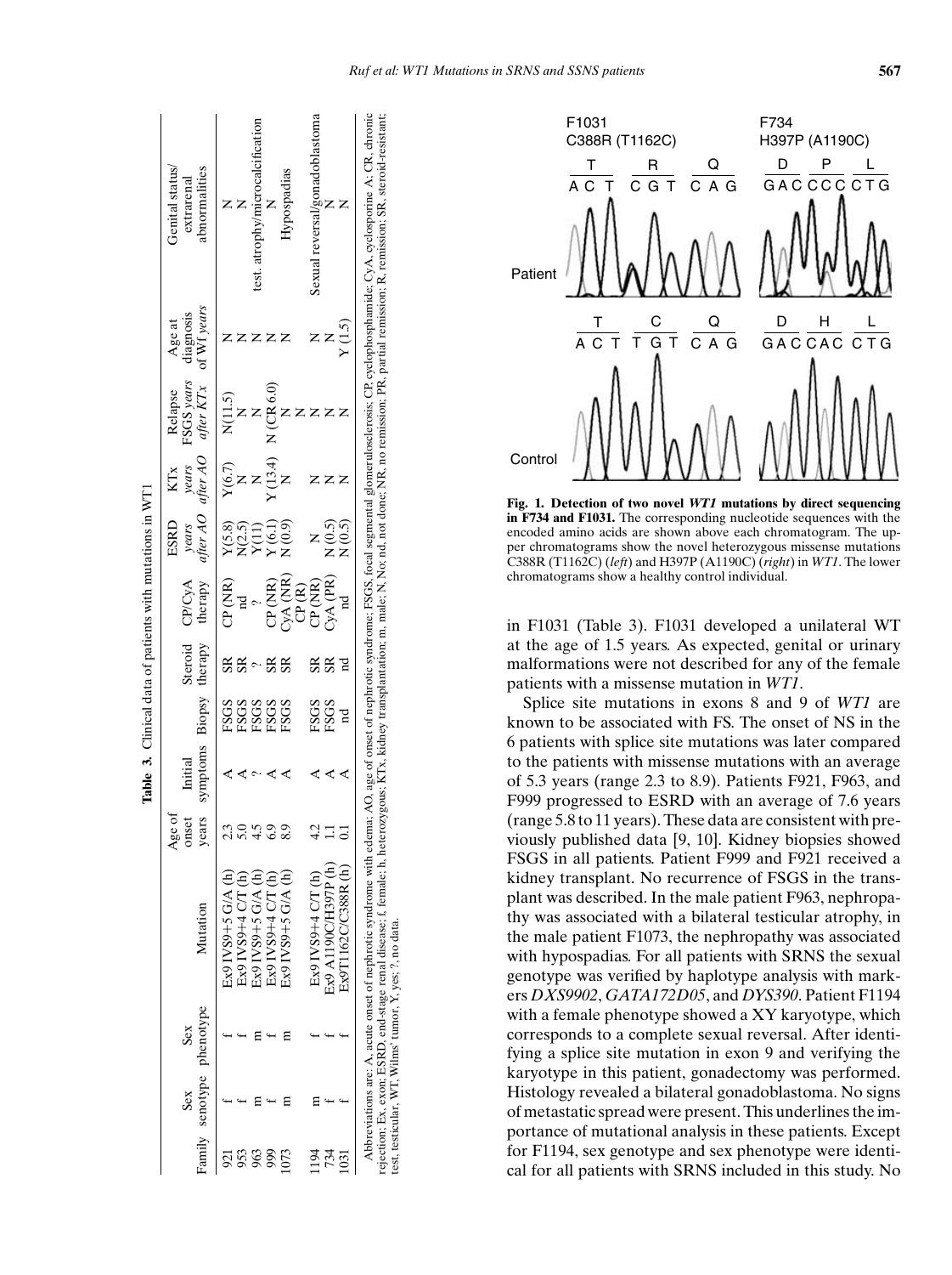**Table 3.** Clinical data of patients with mutations in WT1

| Family | Sex senotype | Sex phenotype | Mutation | Age of onset years | Initial symptoms | Biopsy | Steroid therapy | CP/CyA therapy | ESRD years after AO | KTx years after AO | Relapse FSGS years after KTx | Age at diagnosis of Wt years | Genital status/ extrarenal abnormalities |
|---|---|---|---|---|---|---|---|---|---|---|---|---|---|
| 921 | f | f | Ex9 IVS9+5 G/A (h) | 2.3 | A | FSGS | SR | CP (NR) | Y (5.8) | Y (6.7) | N (11.5) | N | N |
| 953 | f | f | Ex9 IVS9+4 C/T (h) | 5.0 | A | FSGS | SR | nd | N (2.5) | N | N | N | N |
| 963 | m | m | Ex9 IVS9+5 G/A (h) | 4.5 | ? | FSGS | ? | ? | Y (11) | N | N | N | test. atrophy/microcalcification |
| 999 | f | f | Ex9 IVS9+4 C/T (h) | 6.9 | A | FSGS | SR | CP (NR) | Y (6.1) | Y (13.4) | N (CR 6.0) | N | N |
| 1073 | m | m | Ex9 IVS9+5 G/A (h) | 8.9 | A | FSGS | SR | CyA (NR) CP (R) | N (0.9) | N | N | N | Hypospadias |
| 1194 | m | f | Ex9 IVS9+4 C/T (h) | 4.2 | A | FSGS | SR | CP (NR) | N | N | N | N | Sexual reversal/gonadoblastoma |
| 734 | f | f | Ex9 A1190C/H397P (h) | 1.1 | A | FSGS | SR | CyA (PR) | N (0.5) | N | N | N | N |
| 1031 | f | f | Ex9T1162C/C388R (h) | 0.1 | A | nd | nd | nd | N (0.5) | N | N | Y (1.5) | N |

Abbreviations are: A, acute onset of nephrotic syndrome with edema; AO, age of onset of nephrotic syndrome; FSGS, focal segmental glomerulosclerosis; CP, cyclophosphamide; CyA, cyclosporine A; CR, chronic rejection; Ex, exon; ESRD, end-stage renal disease; f, female; h, heterozygous; KTx, kidney transplantation; m, male; N, No; nd, not done; NR, no remission; PR, partial remission; R, remission; SR, steroid-resistant; test, testicular, WT, Wilms' tumor, Y, yes; ?, no data.

**Fig. 1. Detection of two novel *WT1* mutations by direct sequencing in F734 and F1031.** The corresponding nucleotide sequences with the encoded amino acids are shown above each chromatogram. The upper chromatograms show the novel heterozygous missense mutations C388R (T1162C) (*left*) and H397P (A1190C) (*right*) in *WT1*. The lower chromatograms show a healthy control individual.

in F1031 (Table 3). F1031 developed a unilateral WT at the age of 1.5 years. As expected, genital or urinary malformations were not described for any of the female patients with a missense mutation in *WT1*.

Splice site mutations in exons 8 and 9 of *WT1* are known to be associated with FS. The onset of NS in the 6 patients with splice site mutations was later compared to the patients with missense mutations with an average of 5.3 years (range 2.3 to 8.9). Patients F921, F963, and F999 progressed to ESRD with an average of 7.6 years (range 5.8 to 11 years). These data are consistent with previously published data [9, 10]. Kidney biopsies showed FSGS in all patients. Patient F999 and F921 received a kidney transplant. No recurrence of FSGS in the transplant was described. In the male patient F963, nephropathy was associated with a bilateral testicular atrophy, in the male patient F1073, the nephropathy was associated with hypospadias. For all patients with SRNS the sexual genotype was verified by haplotype analysis with markers *DXS9902*, *GATA172D05*, and *DYS390*. Patient F1194 with a female phenotype showed a XY karyotype, which corresponds to a complete sexual reversal. After identifying a splice site mutation in exon 9 and verifying the karyotype in this patient, gonadectomy was performed. Histology revealed a bilateral gonadoblastoma. No signs of metastatic spread were present. This underlines the importance of mutational analysis in these patients. Except for F1194, sex genotype and sex phenotype were identical for all patients with SRNS included in this study. No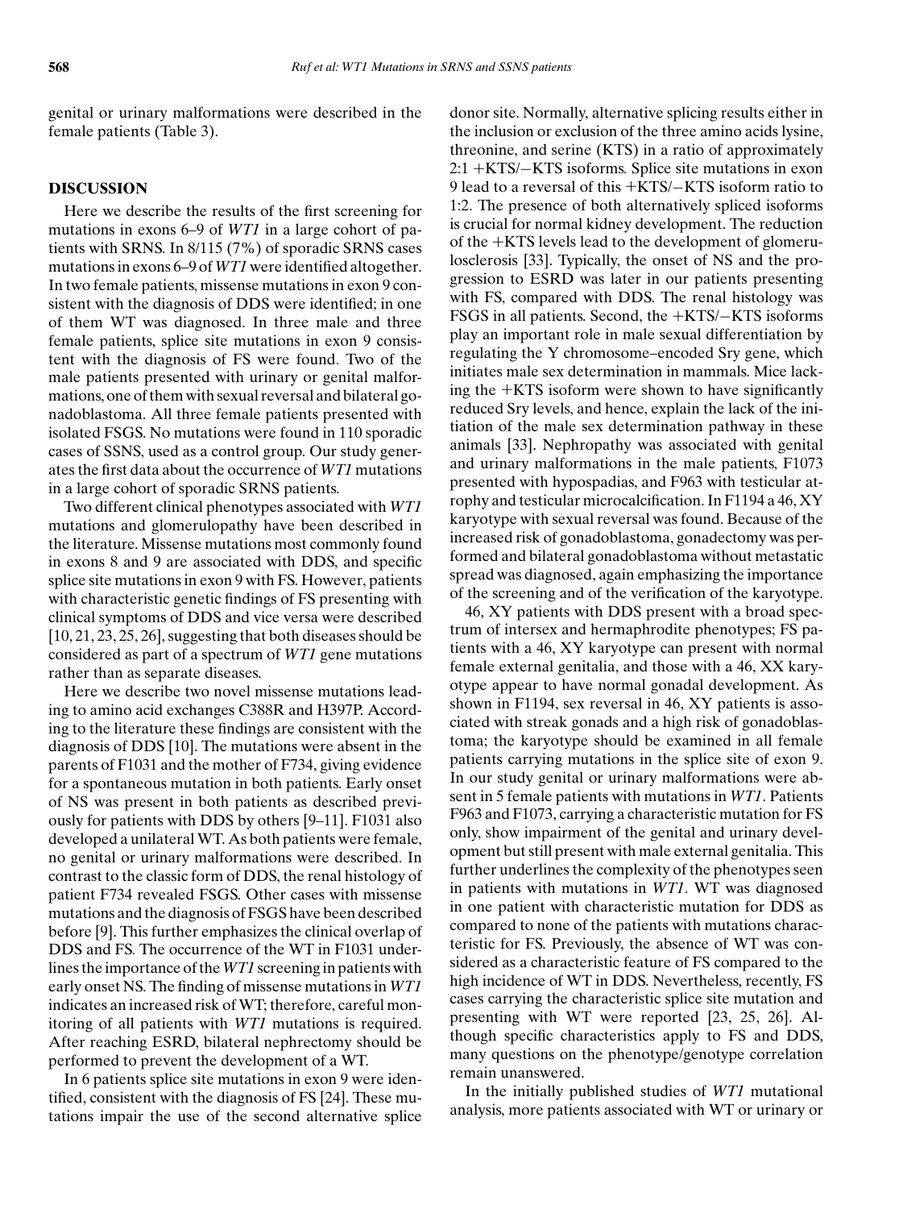genital or urinary malformations were described in the female patients (Table 3).

## DISCUSSION

Here we describe the results of the first screening for mutations in exons 6–9 of *WT1* in a large cohort of patients with SRNS. In 8/115 (7%) of sporadic SRNS cases mutations in exons 6–9 of *WT1* were identified altogether. In two female patients, missense mutations in exon 9 consistent with the diagnosis of DDS were identified; in one of them WT was diagnosed. In three male and three female patients, splice site mutations in exon 9 consistent with the diagnosis of FS were found. Two of the male patients presented with urinary or genital malformations, one of them with sexual reversal and bilateral gonadoblastoma. All three female patients presented with isolated FSGS. No mutations were found in 110 sporadic cases of SSNS, used as a control group. Our study generates the first data about the occurrence of *WT1* mutations in a large cohort of sporadic SRNS patients.

Two different clinical phenotypes associated with *WT1* mutations and glomerulopathy have been described in the literature. Missense mutations most commonly found in exons 8 and 9 are associated with DDS, and specific splice site mutations in exon 9 with FS. However, patients with characteristic genetic findings of FS presenting with clinical symptoms of DDS and vice versa were described [10, 21, 23, 25, 26], suggesting that both diseases should be considered as part of a spectrum of *WT1* gene mutations rather than as separate diseases.

Here we describe two novel missense mutations leading to amino acid exchanges C388R and H397P. According to the literature these findings are consistent with the diagnosis of DDS [10]. The mutations were absent in the parents of F1031 and the mother of F734, giving evidence for a spontaneous mutation in both patients. Early onset of NS was present in both patients as described previously for patients with DDS by others [9–11]. F1031 also developed a unilateral WT. As both patients were female, no genital or urinary malformations were described. In contrast to the classic form of DDS, the renal histology of patient F734 revealed FSGS. Other cases with missense mutations and the diagnosis of FSGS have been described before [9]. This further emphasizes the clinical overlap of DDS and FS. The occurrence of the WT in F1031 underlines the importance of the *WT1* screening in patients with early onset NS. The finding of missense mutations in *WT1* indicates an increased risk of WT; therefore, careful monitoring of all patients with *WT1* mutations is required. After reaching ESRD, bilateral nephrectomy should be performed to prevent the development of a WT.

In 6 patients splice site mutations in exon 9 were identified, consistent with the diagnosis of FS [24]. These mutations impair the use of the second alternative splice donor site. Normally, alternative splicing results either in the inclusion or exclusion of the three amino acids lysine, threonine, and serine (KTS) in a ratio of approximately 2:1 +KTS/−KTS isoforms. Splice site mutations in exon 9 lead to a reversal of this +KTS/−KTS isoform ratio to 1:2. The presence of both alternatively spliced isoforms is crucial for normal kidney development. The reduction of the +KTS levels lead to the development of glomerulosclerosis [33]. Typically, the onset of NS and the progression to ESRD was later in our patients presenting with FS, compared with DDS. The renal histology was FSGS in all patients. Second, the +KTS/−KTS isoforms play an important role in male sexual differentiation by regulating the Y chromosome–encoded Sry gene, which initiates male sex determination in mammals. Mice lacking the +KTS isoform were shown to have significantly reduced Sry levels, and hence, explain the lack of the initiation of the male sex determination pathway in these animals [33]. Nephropathy was associated with genital and urinary malformations in the male patients, F1073 presented with hypospadias, and F963 with testicular atrophy and testicular microcalcification. In F1194 a 46, XY karyotype with sexual reversal was found. Because of the increased risk of gonadoblastoma, gonadectomy was performed and bilateral gonadoblastoma without metastatic spread was diagnosed, again emphasizing the importance of the screening and of the verification of the karyotype.

46, XY patients with DDS present with a broad spectrum of intersex and hermaphrodite phenotypes; FS patients with a 46, XY karyotype can present with normal female external genitalia, and those with a 46, XX karyotype appear to have normal gonadal development. As shown in F1194, sex reversal in 46, XY patients is associated with streak gonads and a high risk of gonadoblastoma; the karyotype should be examined in all female patients carrying mutations in the splice site of exon 9. In our study genital or urinary malformations were absent in 5 female patients with mutations in *WT1*. Patients F963 and F1073, carrying a characteristic mutation for FS only, show impairment of the genital and urinary development but still present with male external genitalia. This further underlines the complexity of the phenotypes seen in patients with mutations in *WT1*. WT was diagnosed in one patient with characteristic mutation for DDS as compared to none of the patients with mutations characteristic for FS. Previously, the absence of WT was considered as a characteristic feature of FS compared to the high incidence of WT in DDS. Nevertheless, recently, FS cases carrying the characteristic splice site mutation and presenting with WT were reported [23, 25, 26]. Although specific characteristics apply to FS and DDS, many questions on the phenotype/genotype correlation remain unanswered.

In the initially published studies of *WT1* mutational analysis, more patients associated with WT or urinary or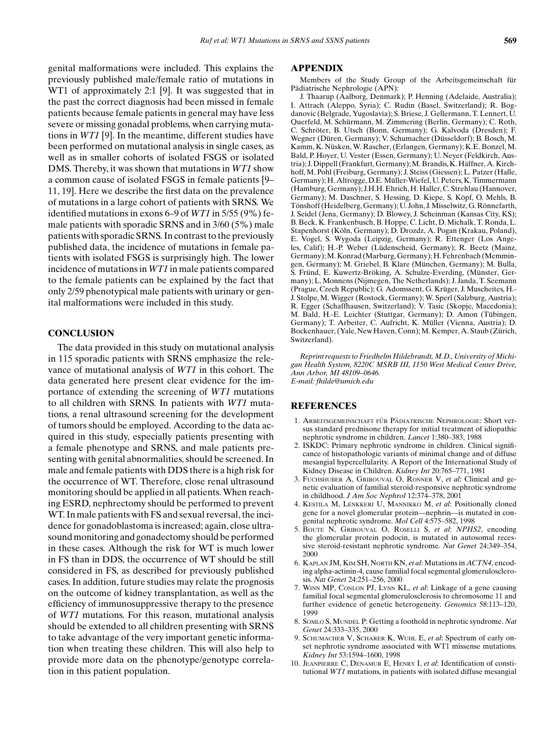genital malformations were included. This explains the previously published male/female ratio of mutations in WT1 of approximately 2:1 [9]. It was suggested that in the past the correct diagnosis had been missed in female patients because female patients in general may have less severe or missing gonadal problems, when carrying mutations in *WT1* [9]. In the meantime, different studies have been performed on mutational analysis in single cases, as well as in smaller cohorts of isolated FSGS or isolated DMS. Thereby, it was shown that mutations in *WT1* show a common cause of isolated FSGS in female patients [9–11, 19]. Here we describe the first data on the prevalence of mutations in a large cohort of patients with SRNS. We identified mutations in exons 6–9 of *WT1* in 5/55 (9%) female patients with sporadic SRNS and in 3/60 (5%) male patients with sporadic SRNS. In contrast to the previously published data, the incidence of mutations in female patients with isolated FSGS is surprisingly high. The lower incidence of mutations in *WT1* in male patients compared to the female patients can be explained by the fact that only 2/59 phenotypical male patients with urinary or genital malformations were included in this study.

## CONCLUSION

The data provided in this study on mutational analysis in 115 sporadic patients with SRNS emphasize the relevance of mutational analysis of *WT1* in this cohort. The data generated here present clear evidence for the importance of extending the screening of *WT1* mutations to all children with SRNS. In patients with *WT1* mutations, a renal ultrasound screening for the development of tumors should be employed. According to the data acquired in this study, especially patients presenting with a female phenotype and SRNS, and male patients presenting with genital abnormalities, should be screened. In male and female patients with DDS there is a high risk for the occurrence of WT. Therefore, close renal ultrasound monitoring should be applied in all patients. When reaching ESRD, nephrectomy should be performed to prevent WT. In male patients with FS and sexual reversal, the incidence for gonadoblastoma is increased; again, close ultrasound monitoring and gonadectomy should be performed in these cases. Although the risk for WT is much lower in FS than in DDS, the occurrence of WT should be still considered in FS, as described for previously published cases. In addition, future studies may relate the prognosis on the outcome of kidney transplantation, as well as the efficiency of immunosuppressive therapy to the presence of *WT1* mutations. For this reason, mutational analysis should be extended to all children presenting with SRNS to take advantage of the very important genetic information when treating these children. This will also help to provide more data on the phenotype/genotype correlation in this patient population.

## APPENDIX

Members of the Study Group of the Arbeitsgemeinschaft für Pädiatrische Nephrologie (APN):

J. Thaarup (Aalborg, Denmark); P. Henning (Adelaide, Australia); I. Attrach (Aleppo, Syria); C. Rudin (Basel, Switzerland); R. Bogdanovic (Belgrade, Yugoslavia); S. Briese, J. Gellermann, T. Lennert, U. Querfeld, M. Schürmann, M. Zimmering (Berlin, Germany); C. Roth, C. Schröter, B. Utsch (Bonn, Germany); G. Kalvoda (Dresden); F. Wegner (Düren, Germany); V. Schumacher (Düsseldorf); B. Bosch, M. Kamm, K. Nüsken, W. Rascher, (Erlangen, Germany); K.E. Bonzel, M. Bald, P. Hoyer, U. Vester (Essen, Germany); U. Neyer (Feldkirch, Austria); J. Dippell (Frankfurt, Germany); M. Brandis, K. Häffner, A. Kirchhoff, M. Pohl (Freiburg, Germany); J. Steiss (Giessen); L. Patzer (Halle, Germany); H. Altrogge, D.E. Müller-Wiefel, U. Peters, K. Timmermann (Hamburg, Germany); J.H.H. Ehrich, H. Haller, C. Strehlau (Hannover, Germany); M. Daschner, S. Hessing, D. Kiepe, S. Köpf, O. Mehls, B. Tönshoff (Heidelberg, Germany); U. John, J. Misselwitz, G. Rönnefarth, J. Seidel (Jena, Germany); D. Blowey, J. Scheinman (Kansas City, KS); B. Beck, K. Frankenbusch, B. Hoppe, C. Licht, D. Michalk, T. Ronda, L. Stapenhorst (Köln, Germany); D. Drozdz, A. Pogan (Krakau, Poland), E. Vogel, S. Wygoda (Leipzig, Germany); R. Ettenger (Los Angeles, Calif); H.-P. Weber (Lüdenscheid, Germany); R. Beetz (Mainz, Germany); M. Konrad (Marburg, Germany); H. Fehrenbach (Memmingen, Germany); M. Griebel, B. Klare (München, Germany); M. Bulla, S. Fründ, E. Kuwertz-Bröking, A. Schulze-Everding, (Münster, Germany); L. Monnens (Nijmegen, The Netherlands); J. Janda, T. Seemann (Prague, Czech Republic); G. Adomssent, G. Krüger, J. Muscheites, H.-J. Stolpe, M. Wigger (Rostock, Germany); W. Sperl (Salzburg, Austria); R. Egger (Schaffhausen, Switzerland); V. Tasic (Skopje, Macedonia); M. Bald, H.-E. Leichter (Stuttgar, Germany); D. Amon (Tübingen, Germany); T. Arbeiter, C. Aufricht, K. Müller (Vienna, Austria); D. Bockenhauer, (Yale, New Haven, Conn); M. Kemper, A. Staub (Zürich, Switzerland).

*Reprint requests to Friedhelm Hildebrandt, M.D., University of Michigan Health System, 8220C MSRB III, 1150 West Medical Center Drive, Ann Arbor, MI 48109–0646.*
*E-mail: fhilde@umich.edu*

## REFERENCES

1. Arbeitsgemeinschaft für Pädiatrische Nephrologie: Short versus standard prednisone therapy for initial treatment of idiopathic nephrotic syndrome in children. *Lancet* 1:380–383, 1988
2. ISKDC: Primary nephrotic syndrome in children. Clinical significance of histopathologic variants of minimal change and of diffuse mesangial hypercellularity. A Report of the International Study of Kidney Disease in Children. *Kidney Int* 20:765–771, 1981
3. Fuchshuber A, Gribouval O, Ronner V, *et al*: Clinical and genetic evaluation of familial steroid-responsive nephrotic syndrome in childhood. *J Am Soc Nephrol* 12:374–378, 2001
4. Kestila M, Lenkkeri U, Mannikko M, *et al*: Positionally cloned gene for a novel glomerular protein—nephrin—is mutated in congenital nephrotic syndrome. *Mol Cell* 4:575–582, 1998
5. Boute N, Gribouval O, Roselli S, *et al*: *NPHS2*, encoding the glomerular protein podocin, is mutated in autosomal recessive steroid-resistant nephrotic syndrome. *Nat Genet* 24:349–354, 2000
6. Kaplan JM, Kim SH, North KN, *et al*: Mutations in *ACTN4*, encoding alpha-actinin-4, cause familial focal segmental glomerulosclerosis. *Nat Genet* 24:251–256, 2000
7. Winn MP, Conlon PJ, Lynn KL, *et al*: Linkage of a gene causing familial focal segmental glomerulosclerosis to chromosome 11 and further evidence of genetic heterogeneity. *Genomics* 58:113–120, 1999
8. Somlo S, Mundel P: Getting a foothold in nephrotic syndrome. *Nat Genet* 24:333–335, 2000
9. Schumacher V, Scharer K, Wuhl E, *et al*: Spectrum of early onset nephrotic syndrome associated with WT1 missense mutations. *Kidney Int* 53:1594–1600, 1998
10. Jeanpierre C, Denamur E, Henry I, *et al*: Identification of constitutional *WT1* mutations, in patients with isolated diffuse mesangial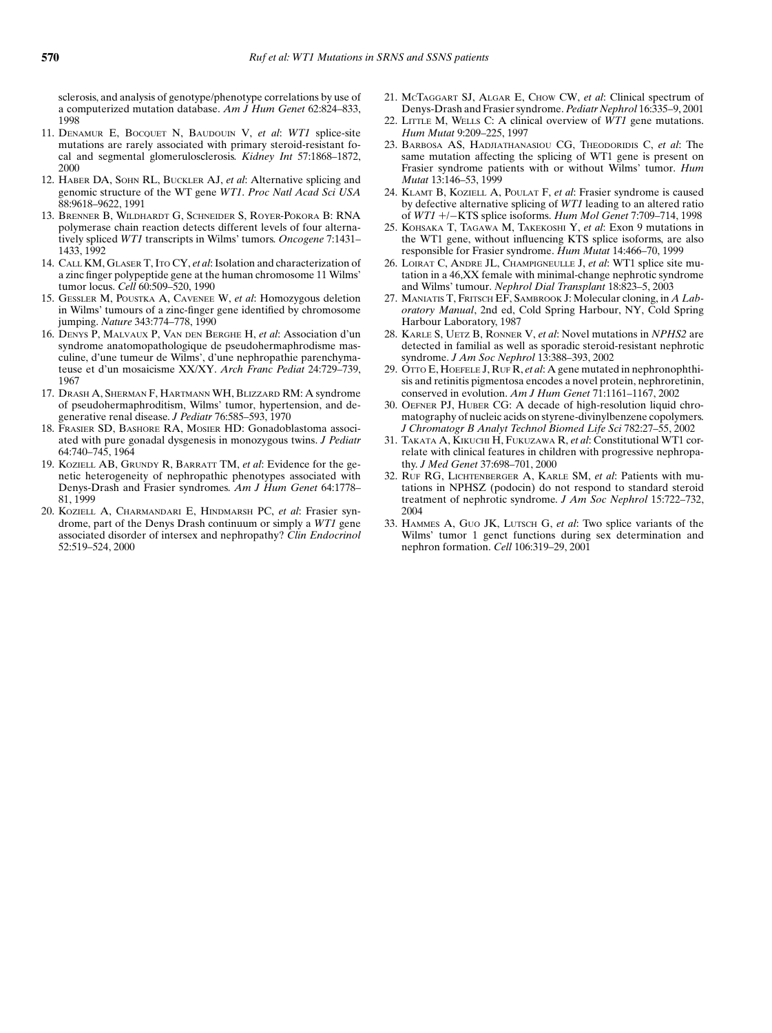sclerosis, and analysis of genotype/phenotype correlations by use of a computerized mutation database. *Am J Hum Genet* 62:824–833, 1998

11. Denamur E, Bocquet N, Baudouin V, *et al*: *WT1* splice-site mutations are rarely associated with primary steroid-resistant focal and segmental glomerulosclerosis. *Kidney Int* 57:1868–1872, 2000
12. Haber DA, Sohn RL, Buckler AJ, *et al*: Alternative splicing and genomic structure of the WT gene *WT1*. *Proc Natl Acad Sci USA* 88:9618–9622, 1991
13. Brenner B, Wildhardt G, Schneider S, Royer-Pokora B: RNA polymerase chain reaction detects different levels of four alternatively spliced *WT1* transcripts in Wilms' tumors. *Oncogene* 7:1431–1433, 1992
14. Call KM, Glaser T, Ito CY, *et al*: Isolation and characterization of a zinc finger polypeptide gene at the human chromosome 11 Wilms' tumor locus. *Cell* 60:509–520, 1990
15. Gessler M, Poustka A, Cavenee W, *et al*: Homozygous deletion in Wilms' tumours of a zinc-finger gene identified by chromosome jumping. *Nature* 343:774–778, 1990
16. Denys P, Malvaux P, Van den Berghe H, *et al*: Association d'un syndrome anatomopathologique de pseudohermaphrodisme masculine, d'une tumeur de Wilms', d'une nephropathie parenchymateuse et d'un mosaicisme XX/XY. *Arch Franc Pediat* 24:729–739, 1967
17. Drash A, Sherman F, Hartmann WH, Blizzard RM: A syndrome of pseudohermaphroditism, Wilms' tumor, hypertension, and degenerative renal disease. *J Pediatr* 76:585–593, 1970
18. Frasier SD, Bashore RA, Mosier HD: Gonadoblastoma associated with pure gonadal dysgenesis in monozygous twins. *J Pediatr* 64:740–745, 1964
19. Koziell AB, Grundy R, Barratt TM, *et al*: Evidence for the genetic heterogeneity of nephropathic phenotypes associated with Denys-Drash and Frasier syndromes. *Am J Hum Genet* 64:1778–81, 1999
20. Koziell A, Charmandari E, Hindmarsh PC, *et al*: Frasier syndrome, part of the Denys Drash continuum or simply a *WT1* gene associated disorder of intersex and nephropathy? *Clin Endocrinol* 52:519–524, 2000
21. McTaggart SJ, Algar E, Chow CW, *et al*: Clinical spectrum of Denys-Drash and Frasier syndrome. *Pediatr Nephrol* 16:335–9, 2001
22. Little M, Wells C: A clinical overview of *WT1* gene mutations. *Hum Mutat* 9:209–225, 1997
23. Barbosa AS, Hadjiathanasiou CG, Theodoridis C, *et al*: The same mutation affecting the splicing of WT1 gene is present on Frasier syndrome patients with or without Wilms' tumor. *Hum Mutat* 13:146–53, 1999
24. Klamt B, Koziell A, Poulat F, *et al*: Frasier syndrome is caused by defective alternative splicing of *WT1* leading to an altered ratio of *WT1* +/−KTS splice isoforms. *Hum Mol Genet* 7:709–714, 1998
25. Kohsaka T, Tagawa M, Takekoshi Y, *et al*: Exon 9 mutations in the WT1 gene, without influencing KTS splice isoforms, are also responsible for Frasier syndrome. *Hum Mutat* 14:466–70, 1999
26. Loirat C, Andre JL, Champigneulle J, *et al*: WT1 splice site mutation in a 46,XX female with minimal-change nephrotic syndrome and Wilms' tumour. *Nephrol Dial Transplant* 18:823–5, 2003
27. Maniatis T, Fritsch EF, Sambrook J: Molecular cloning, in *A Laboratory Manual*, 2nd ed, Cold Spring Harbour, NY, Cold Spring Harbour Laboratory, 1987
28. Karle S, Uetz B, Ronner V, *et al*: Novel mutations in *NPHS2* are detected in familial as well as sporadic steroid-resistant nephrotic syndrome. *J Am Soc Nephrol* 13:388–393, 2002
29. Otto E, Hoefele J, Ruf R, *et al*: A gene mutated in nephronophthisis and retinitis pigmentosa encodes a novel protein, nephroretinin, conserved in evolution. *Am J Hum Genet* 71:1161–1167, 2002
30. Oefner PJ, Huber CG: A decade of high-resolution liquid chromatography of nucleic acids on styrene-divinylbenzene copolymers. *J Chromatogr B Analyt Technol Biomed Life Sci* 782:27–55, 2002
31. Takata A, Kikuchi H, Fukuzawa R, *et al*: Constitutional WT1 correlate with clinical features in children with progressive nephropathy. *J Med Genet* 37:698–701, 2000
32. Ruf RG, Lichtenberger A, Karle SM, *et al*: Patients with mutations in NPHSZ (podocin) do not respond to standard steroid treatment of nephrotic syndrome. *J Am Soc Nephrol* 15:722–732, 2004
33. Hammes A, Guo JK, Lutsch G, *et al*: Two splice variants of the Wilms' tumor 1 genct functions during sex determination and nephron formation. *Cell* 106:319–29, 2001